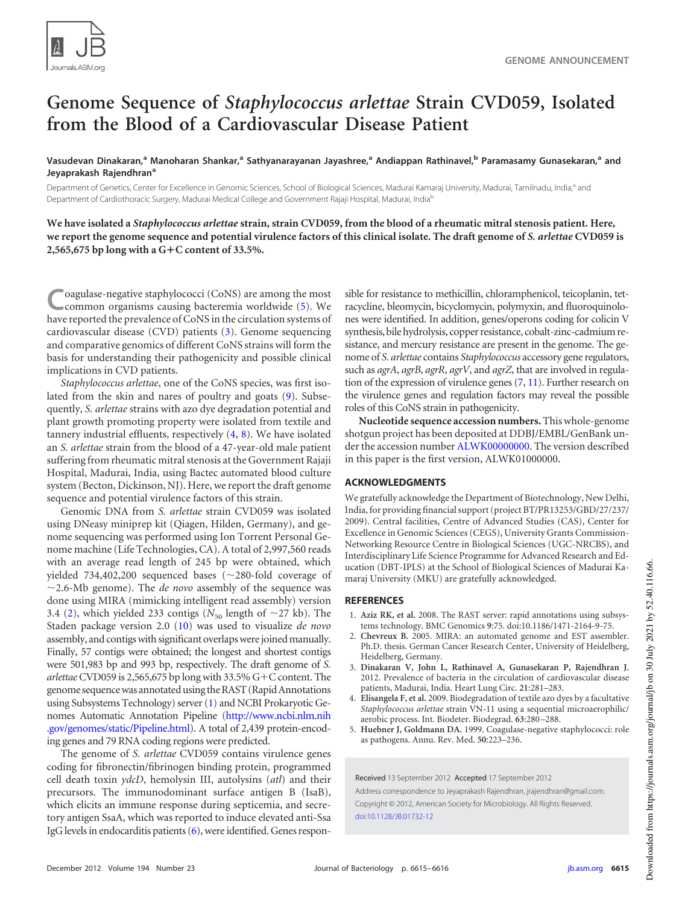GENOME ANNOUNCEMENT

# Genome Sequence of *Staphylococcus arlettae* Strain CVD059, Isolated from the Blood of a Cardiovascular Disease Patient

**Vasudevan Dinakaran,[a] Manoharan Shankar,[a] Sathyanarayanan Jayashree,[a] Andiappan Rathinavel,[b] Paramasamy Gunasekaran,[a] and Jeyaprakash Rajendhran[a]**

Department of Genetics, Center for Excellence in Genomic Sciences, School of Biological Sciences, Madurai Kamaraj University, Madurai, Tamilnadu, India,[a] and Department of Cardiothoracic Surgery, Madurai Medical College and Government Rajaji Hospital, Madurai, India[b]

**We have isolated a *Staphylococcus arlettae* strain, strain CVD059, from the blood of a rheumatic mitral stenosis patient. Here, we report the genome sequence and potential virulence factors of this clinical isolate. The draft genome of *S. arlettae* CVD059 is 2,565,675 bp long with a G+C content of 33.5%.**

Coagulase-negative staphylococci (CoNS) are among the most common organisms causing bacteremia worldwide (5). We have reported the prevalence of CoNS in the circulation systems of cardiovascular disease (CVD) patients (3). Genome sequencing and comparative genomics of different CoNS strains will form the basis for understanding their pathogenicity and possible clinical implications in CVD patients.

*Staphylococcus arlettae*, one of the CoNS species, was first isolated from the skin and nares of poultry and goats (9). Subsequently, *S. arlettae* strains with azo dye degradation potential and plant growth promoting property were isolated from textile and tannery industrial effluents, respectively (4, 8). We have isolated an *S. arlettae* strain from the blood of a 47-year-old male patient suffering from rheumatic mitral stenosis at the Government Rajaji Hospital, Madurai, India, using Bactec automated blood culture system (Becton, Dickinson, NJ). Here, we report the draft genome sequence and potential virulence factors of this strain.

Genomic DNA from *S. arlettae* strain CVD059 was isolated using DNeasy miniprep kit (Qiagen, Hilden, Germany), and genome sequencing was performed using Ion Torrent Personal Genome machine (Life Technologies, CA). A total of 2,997,560 reads with an average read length of 245 bp were obtained, which yielded 734,402,200 sequenced bases (~280-fold coverage of ~2.6-Mb genome). The *de novo* assembly of the sequence was done using MIRA (mimicking intelligent read assembly) version 3.4 (2), which yielded 233 contigs ($N_{50}$ length of ~27 kb). The Staden package version 2.0 (10) was used to visualize *de novo* assembly, and contigs with significant overlaps were joined manually. Finally, 57 contigs were obtained; the longest and shortest contigs were 501,983 bp and 993 bp, respectively. The draft genome of *S. arlettae* CVD059 is 2,565,675 bp long with 33.5% G+C content. The genome sequence was annotated using the RAST (Rapid Annotations using Subsystems Technology) server (1) and NCBI Prokaryotic Genomes Automatic Annotation Pipeline (http://www.ncbi.nlm.nih.gov/genomes/static/Pipeline.html). A total of 2,439 protein-encoding genes and 79 RNA coding regions were predicted.

The genome of *S. arlettae* CVD059 contains virulence genes coding for fibronectin/fibrinogen binding protein, programmed cell death toxin *ydcD*, hemolysin III, autolysins (*atl*) and their precursors. The immunodominant surface antigen B (IsaB), which elicits an immune response during septicemia, and secretory antigen SsaA, which was reported to induce elevated anti-Ssa IgG levels in endocarditis patients (6), were identified. Genes responsible for resistance to methicillin, chloramphenicol, teicoplanin, tetracycline, bleomycin, bicyclomycin, polymyxin, and fluoroquinolones were identified. In addition, genes/operons coding for colicin V synthesis, bile hydrolysis, copper resistance, cobalt-zinc-cadmium resistance, and mercury resistance are present in the genome. The genome of *S. arlettae* contains *Staphylococcus* accessory gene regulators, such as *agrA*, *agrB*, *agrR*, *agrV*, and *agrZ*, that are involved in regulation of the expression of virulence genes (7, 11). Further research on the virulence genes and regulation factors may reveal the possible roles of this CoNS strain in pathogenicity.

**Nucleotide sequence accession numbers.** This whole-genome shotgun project has been deposited at DDBJ/EMBL/GenBank under the accession number ALWK00000000. The version described in this paper is the first version, ALWK01000000.

## ACKNOWLEDGMENTS

We gratefully acknowledge the Department of Biotechnology, New Delhi, India, for providing financial support (project BT/PR13253/GBD/27/237/2009). Central facilities, Centre of Advanced Studies (CAS), Center for Excellence in Genomic Sciences (CEGS), University Grants Commission-Networking Resource Centre in Biological Sciences (UGC-NRCBS), and Interdisciplinary Life Science Programme for Advanced Research and Education (DBT-IPLS) at the School of Biological Sciences of Madurai Kamaraj University (MKU) are gratefully acknowledged.

## REFERENCES

1. **Aziz RK, et al.** 2008. The RAST server: rapid annotations using subsystems technology. BMC Genomics **9**:75. doi:10.1186/1471-2164-9-75.
2. **Chevreux B.** 2005. MIRA: an automated genome and EST assembler. Ph.D. thesis. German Cancer Research Center, University of Heidelberg, Heidelberg, Germany.
3. **Dinakaran V, John L, Rathinavel A, Gunasekaran P, Rajendhran J.** 2012. Prevalence of bacteria in the circulation of cardiovascular disease patients, Madurai, India. Heart Lung Circ. **21**:281–283.
4. **Elisangela F, et al.** 2009. Biodegradation of textile azo dyes by a facultative *Staphylococcus arlettae* strain VN-11 using a sequential microaerophilic/aerobic process. Int. Biodeter. Biodegrad. **63**:280–288.
5. **Huebner J, Goldmann DA.** 1999. Coagulase-negative staphylococci: role as pathogens. Annu. Rev. Med. **50**:223–236.

Received 13 September 2012 Accepted 17 September 2012

Address correspondence to Jeyaprakash Rajendhran, jrajendhran@gmail.com.

Copyright © 2012, American Society for Microbiology. All Rights Reserved.

doi:10.1128/JB.01732-12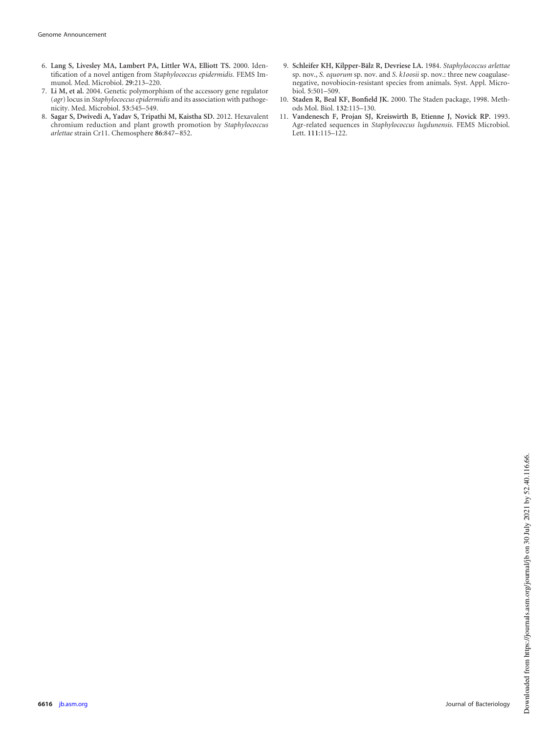6. **Lang S, Livesley MA, Lambert PA, Littler WA, Elliott TS.** 2000. Identification of a novel antigen from *Staphylococcus epidermidis.* FEMS Immunol. Med. Microbiol. **29**:213–220.
7. **Li M, et al.** 2004. Genetic polymorphism of the accessory gene regulator (*agr*) locus in *Staphylococcus epidermidis* and its association with pathogenicity. Med. Microbiol. **53**:545–549.
8. **Sagar S, Dwivedi A, Yadav S, Tripathi M, Kaistha SD.** 2012. Hexavalent chromium reduction and plant growth promotion by *Staphylococcus arlettae* strain Cr11. Chemosphere **86**:847–852.
9. **Schleifer KH, Kilpper-Bälz R, Devriese LA.** 1984. *Staphylococcus arlettae* sp. nov., *S. equorum* sp. nov. and *S. k1oosii* sp. nov.: three new coagulase-negative, novobiocin-resistant species from animals. Syst. Appl. Microbiol. **5**:501–509.
10. **Staden R, Beal KF, Bonfield JK.** 2000. The Staden package, 1998. Methods Mol. Biol. **132**:115–130.
11. **Vandenesch F, Projan SJ, Kreiswirth B, Etienne J, Novick RP.** 1993. Agr-related sequences in *Staphylococcus lugdunensis.* FEMS Microbiol. Lett. **111**:115–122.